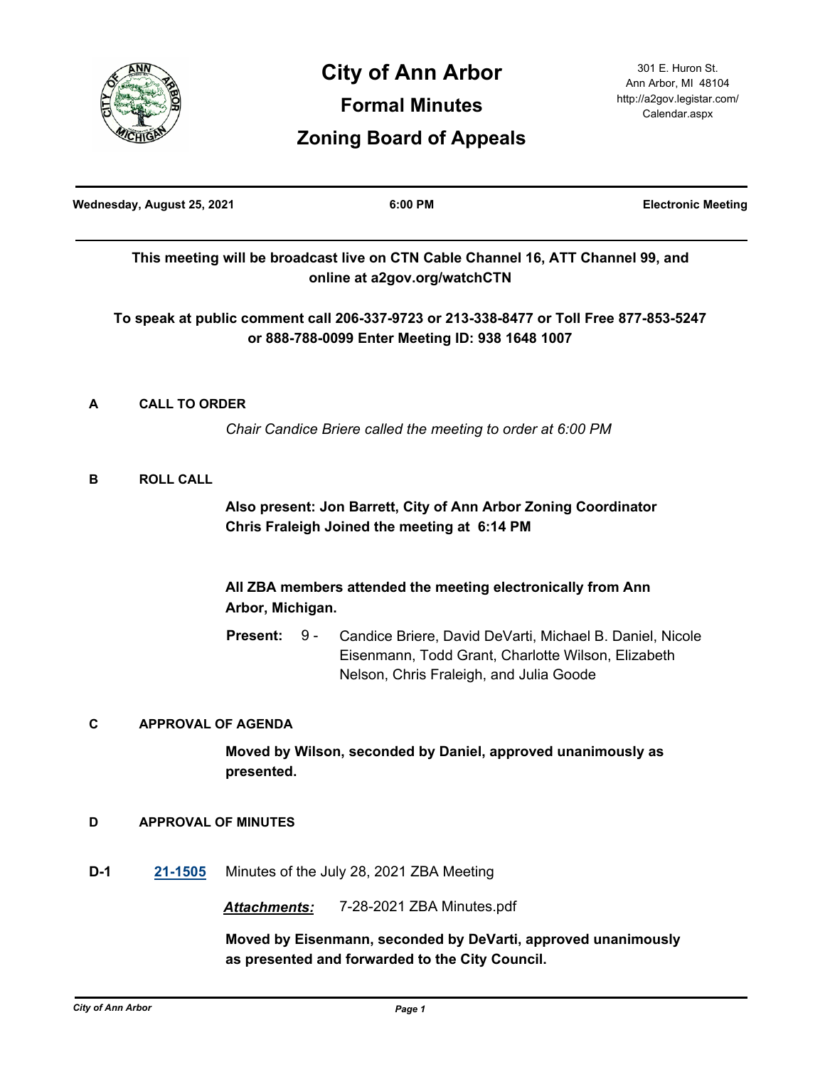# City of Ann Arbor

## Formal Minutes

## Zoning Board of Appeals

301 E. Huron St.
Ann Arbor, MI 48104
http://a2gov.legistar.com/Calendar.aspx

**Wednesday, August 25, 2021** | **6:00 PM** | **Electronic Meeting**

**This meeting will be broadcast live on CTN Cable Channel 16, ATT Channel 99, and online at a2gov.org/watchCTN**

**To speak at public comment call 206-337-9723 or 213-338-8477 or Toll Free 877-853-5247 or 888-788-0099 Enter Meeting ID: 938 1648 1007**

### A CALL TO ORDER

*Chair Candice Briere called the meeting to order at 6:00 PM*

### B ROLL CALL

**Also present: Jon Barrett, City of Ann Arbor Zoning Coordinator**
**Chris Fraleigh Joined the meeting at 6:14 PM**

**All ZBA members attended the meeting electronically from Ann Arbor, Michigan.**

**Present:** 9 - Candice Briere, David DeVarti, Michael B. Daniel, Nicole Eisenmann, Todd Grant, Charlotte Wilson, Elizabeth Nelson, Chris Fraleigh, and Julia Goode

### C APPROVAL OF AGENDA

**Moved by Wilson, seconded by Daniel, approved unanimously as presented.**

### D APPROVAL OF MINUTES

**D-1** **21-1505** Minutes of the July 28, 2021 ZBA Meeting

***Attachments:*** 7-28-2021 ZBA Minutes.pdf

**Moved by Eisenmann, seconded by DeVarti, approved unanimously as presented and forwarded to the City Council.**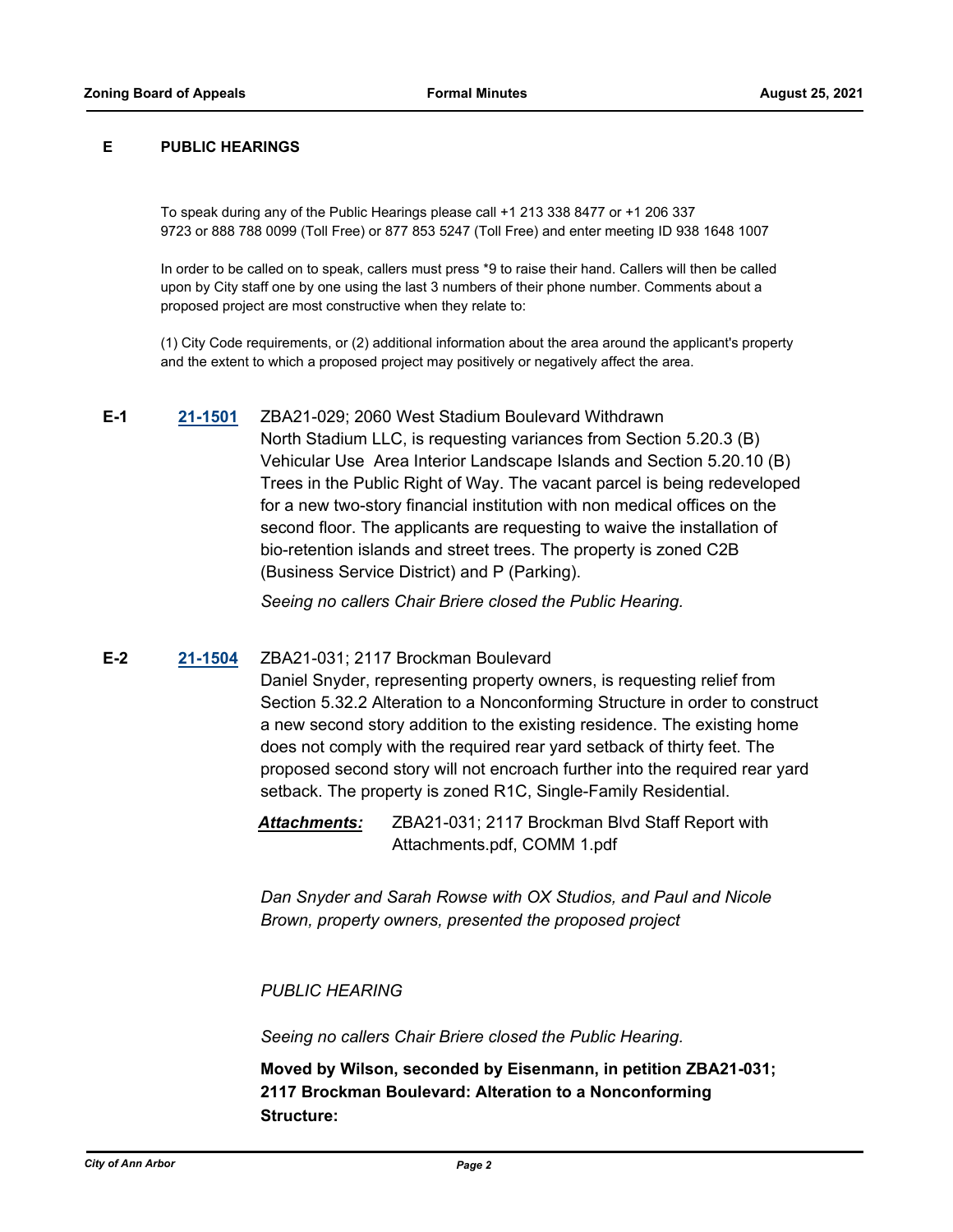## E PUBLIC HEARINGS

To speak during any of the Public Hearings please call +1 213 338 8477 or +1 206 337 9723 or 888 788 0099 (Toll Free) or 877 853 5247 (Toll Free) and enter meeting ID 938 1648 1007

In order to be called on to speak, callers must press *9 to raise their hand. Callers will then be called upon by City staff one by one using the last 3 numbers of their phone number. Comments about a proposed project are most constructive when they relate to:

(1) City Code requirements, or (2) additional information about the area around the applicant's property and the extent to which a proposed project may positively or negatively affect the area.

**E-1** **21-1501** ZBA21-029; 2060 West Stadium Boulevard Withdrawn

North Stadium LLC, is requesting variances from Section 5.20.3 (B) Vehicular Use Area Interior Landscape Islands and Section 5.20.10 (B) Trees in the Public Right of Way. The vacant parcel is being redeveloped for a new two-story financial institution with non medical offices on the second floor. The applicants are requesting to waive the installation of bio-retention islands and street trees. The property is zoned C2B (Business Service District) and P (Parking).

*Seeing no callers Chair Briere closed the Public Hearing.*

**E-2** **21-1504** ZBA21-031; 2117 Brockman Boulevard

Daniel Snyder, representing property owners, is requesting relief from Section 5.32.2 Alteration to a Nonconforming Structure in order to construct a new second story addition to the existing residence. The existing home does not comply with the required rear yard setback of thirty feet. The proposed second story will not encroach further into the required rear yard setback. The property is zoned R1C, Single-Family Residential.

***Attachments:*** ZBA21-031; 2117 Brockman Blvd Staff Report with Attachments.pdf, COMM 1.pdf

*Dan Snyder and Sarah Rowse with OX Studios, and Paul and Nicole Brown, property owners, presented the proposed project*

*PUBLIC HEARING*

*Seeing no callers Chair Briere closed the Public Hearing.*

**Moved by Wilson, seconded by Eisenmann, in petition ZBA21-031; 2117 Brockman Boulevard: Alteration to a Nonconforming Structure:**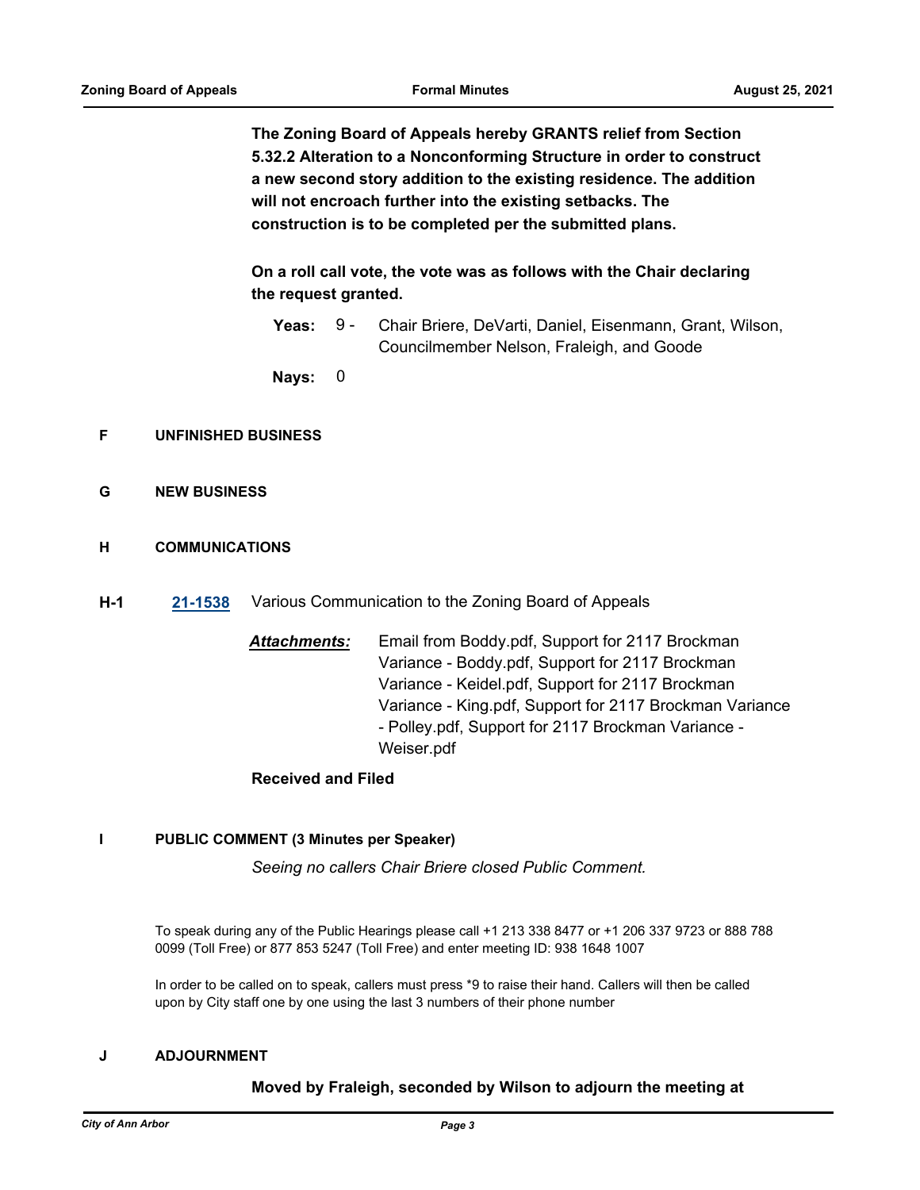**The Zoning Board of Appeals hereby GRANTS relief from Section 5.32.2 Alteration to a Nonconforming Structure in order to construct a new second story addition to the existing residence. The addition will not encroach further into the existing setbacks. The construction is to be completed per the submitted plans.**

**On a roll call vote, the vote was as follows with the Chair declaring the request granted.**

**Yeas:** 9 - Chair Briere, DeVarti, Daniel, Eisenmann, Grant, Wilson, Councilmember Nelson, Fraleigh, and Goode

**Nays:** 0

## F UNFINISHED BUSINESS

## G NEW BUSINESS

## H COMMUNICATIONS

**H-1** **21-1538** Various Communication to the Zoning Board of Appeals

***Attachments:*** Email from Boddy.pdf, Support for 2117 Brockman Variance - Boddy.pdf, Support for 2117 Brockman Variance - Keidel.pdf, Support for 2117 Brockman Variance - King.pdf, Support for 2117 Brockman Variance - Polley.pdf, Support for 2117 Brockman Variance - Weiser.pdf

**Received and Filed**

## I PUBLIC COMMENT (3 Minutes per Speaker)

*Seeing no callers Chair Briere closed Public Comment.*

To speak during any of the Public Hearings please call +1 213 338 8477 or +1 206 337 9723 or 888 788 0099 (Toll Free) or 877 853 5247 (Toll Free) and enter meeting ID: 938 1648 1007

In order to be called on to speak, callers must press *9 to raise their hand. Callers will then be called upon by City staff one by one using the last 3 numbers of their phone number

## J ADJOURNMENT

**Moved by Fraleigh, seconded by Wilson to adjourn the meeting at**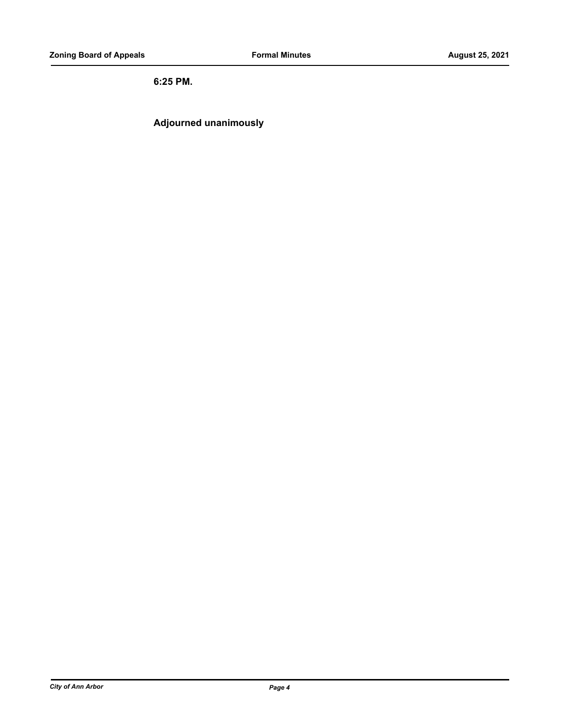**6:25 PM.**

**Adjourned unanimously**